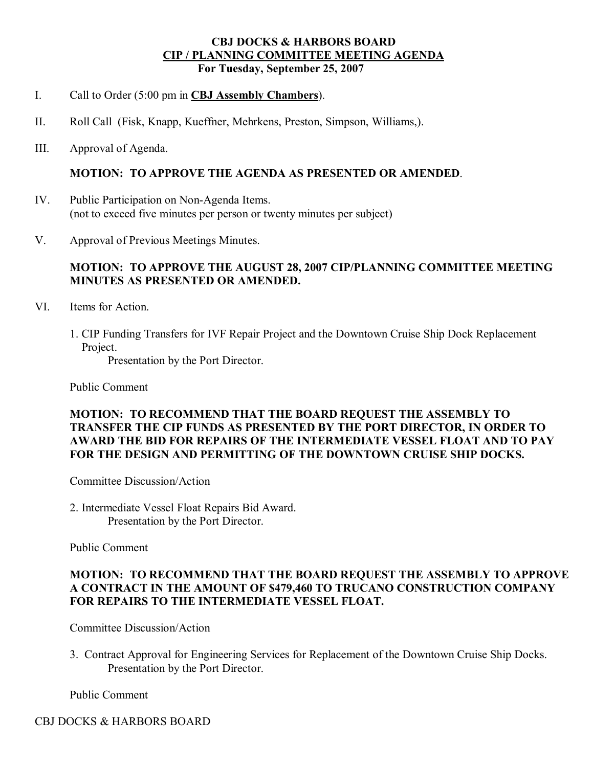**CBJ DOCKS & HARBORS BOARD**
**<u>CIP / PLANNING COMMITTEE MEETING AGENDA</u>**
**For Tuesday, September 25, 2007**

I. Call to Order (5:00 pm in **<u>CBJ Assembly Chambers</u>**).

II. Roll Call (Fisk, Knapp, Kueffner, Mehrkens, Preston, Simpson, Williams,).

III. Approval of Agenda.

**MOTION: TO APPROVE THE AGENDA AS PRESENTED OR AMENDED**.

IV. Public Participation on Non-Agenda Items.
(not to exceed five minutes per person or twenty minutes per subject)

V. Approval of Previous Meetings Minutes.

**MOTION: TO APPROVE THE AUGUST 28, 2007 CIP/PLANNING COMMITTEE MEETING MINUTES AS PRESENTED OR AMENDED.**

VI. Items for Action.

1. CIP Funding Transfers for IVF Repair Project and the Downtown Cruise Ship Dock Replacement Project.
   Presentation by the Port Director.

Public Comment

**MOTION: TO RECOMMEND THAT THE BOARD REQUEST THE ASSEMBLY TO TRANSFER THE CIP FUNDS AS PRESENTED BY THE PORT DIRECTOR, IN ORDER TO AWARD THE BID FOR REPAIRS OF THE INTERMEDIATE VESSEL FLOAT AND TO PAY FOR THE DESIGN AND PERMITTING OF THE DOWNTOWN CRUISE SHIP DOCKS.**

Committee Discussion/Action

2. Intermediate Vessel Float Repairs Bid Award.
   Presentation by the Port Director.

Public Comment

**MOTION: TO RECOMMEND THAT THE BOARD REQUEST THE ASSEMBLY TO APPROVE A CONTRACT IN THE AMOUNT OF $479,460 TO TRUCANO CONSTRUCTION COMPANY FOR REPAIRS TO THE INTERMEDIATE VESSEL FLOAT.**

Committee Discussion/Action

3. Contract Approval for Engineering Services for Replacement of the Downtown Cruise Ship Docks.
   Presentation by the Port Director.

Public Comment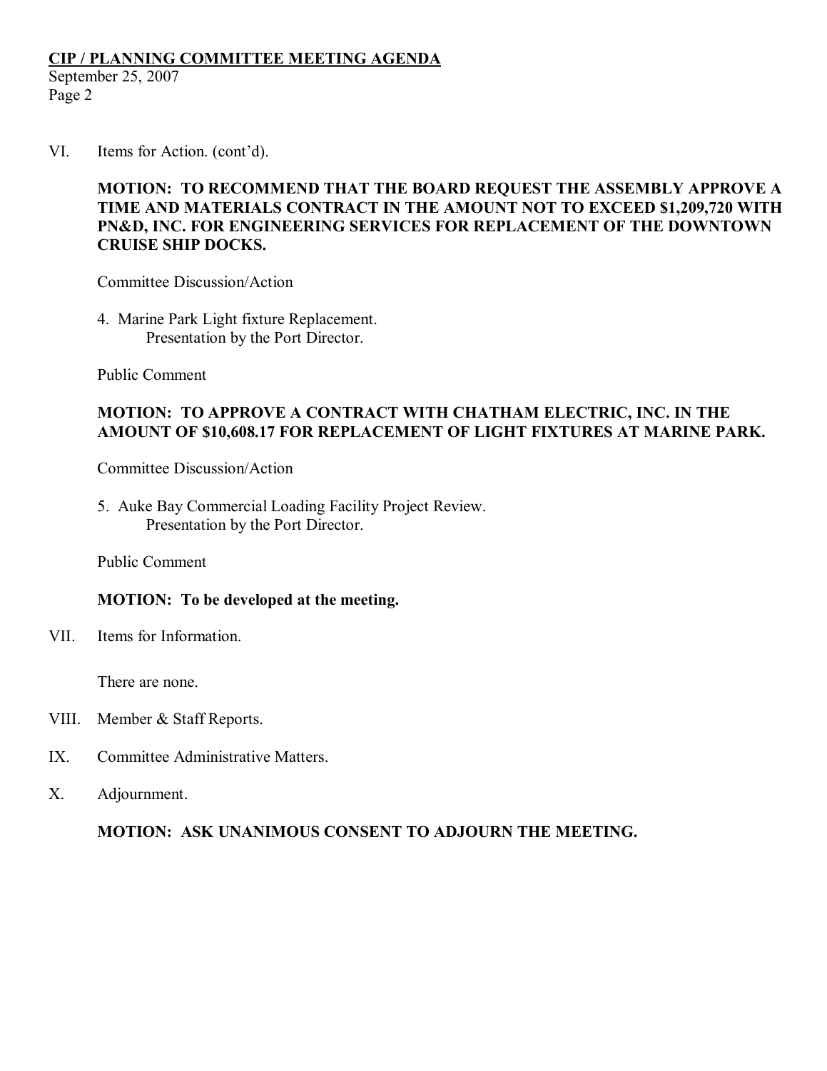VI. Items for Action. (cont'd).

**MOTION: TO RECOMMEND THAT THE BOARD REQUEST THE ASSEMBLY APPROVE A TIME AND MATERIALS CONTRACT IN THE AMOUNT NOT TO EXCEED $1,209,720 WITH PN&D, INC. FOR ENGINEERING SERVICES FOR REPLACEMENT OF THE DOWNTOWN CRUISE SHIP DOCKS.**

Committee Discussion/Action

4. Marine Park Light fixture Replacement.
   Presentation by the Port Director.

Public Comment

**MOTION: TO APPROVE A CONTRACT WITH CHATHAM ELECTRIC, INC. IN THE AMOUNT OF $10,608.17 FOR REPLACEMENT OF LIGHT FIXTURES AT MARINE PARK.**

Committee Discussion/Action

5. Auke Bay Commercial Loading Facility Project Review.
   Presentation by the Port Director.

Public Comment

**MOTION: To be developed at the meeting.**

VII. Items for Information.

There are none.

VIII. Member & Staff Reports.

IX. Committee Administrative Matters.

X. Adjournment.

**MOTION: ASK UNANIMOUS CONSENT TO ADJOURN THE MEETING.**